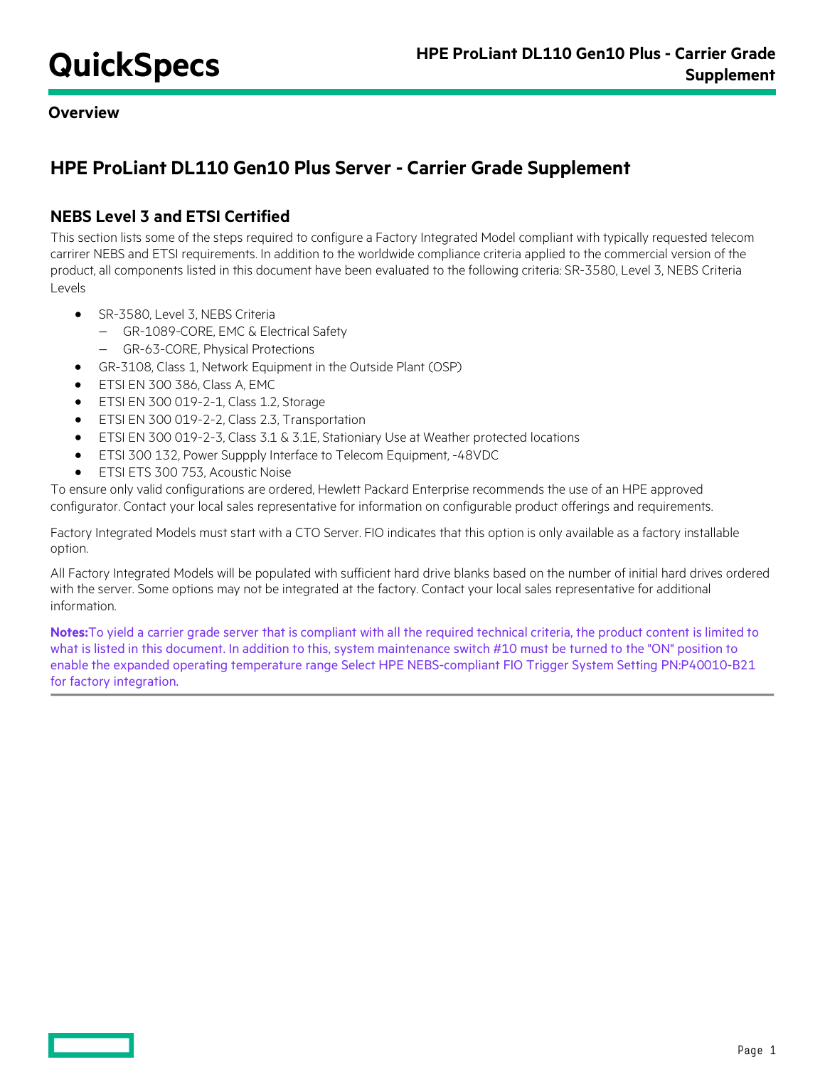## Overview

# HPE ProLiant DL110 Gen10 Plus Server - Carrier Grade Supplement

## NEBS Level 3 and ETSI Certified

This section lists some of the steps required to configure a Factory Integrated Model compliant with typically requested telecom carrirer NEBS and ETSI requirements. In addition to the worldwide compliance criteria applied to the commercial version of the product, all components listed in this document have been evaluated to the following criteria: SR-3580, Level 3, NEBS Criteria Levels

- SR-3580, Level 3, NEBS Criteria
  - GR-1089-CORE, EMC & Electrical Safety
  - GR-63-CORE, Physical Protections
- GR-3108, Class 1, Network Equipment in the Outside Plant (OSP)
- ETSI EN 300 386, Class A, EMC
- ETSI EN 300 019-2-1, Class 1.2, Storage
- ETSI EN 300 019-2-2, Class 2.3, Transportation
- ETSI EN 300 019-2-3, Class 3.1 & 3.1E, Stationiary Use at Weather protected locations
- ETSI 300 132, Power Suppply Interface to Telecom Equipment, -48VDC
- ETSI ETS 300 753, Acoustic Noise

To ensure only valid configurations are ordered, Hewlett Packard Enterprise recommends the use of an HPE approved configurator. Contact your local sales representative for information on configurable product offerings and requirements.

Factory Integrated Models must start with a CTO Server. FIO indicates that this option is only available as a factory installable option.

All Factory Integrated Models will be populated with sufficient hard drive blanks based on the number of initial hard drives ordered with the server. Some options may not be integrated at the factory. Contact your local sales representative for additional information.

**Notes:** To yield a carrier grade server that is compliant with all the required technical criteria, the product content is limited to what is listed in this document. In addition to this, system maintenance switch #10 must be turned to the "ON" position to enable the expanded operating temperature range Select HPE NEBS-compliant FIO Trigger System Setting PN:P40010-B21 for factory integration.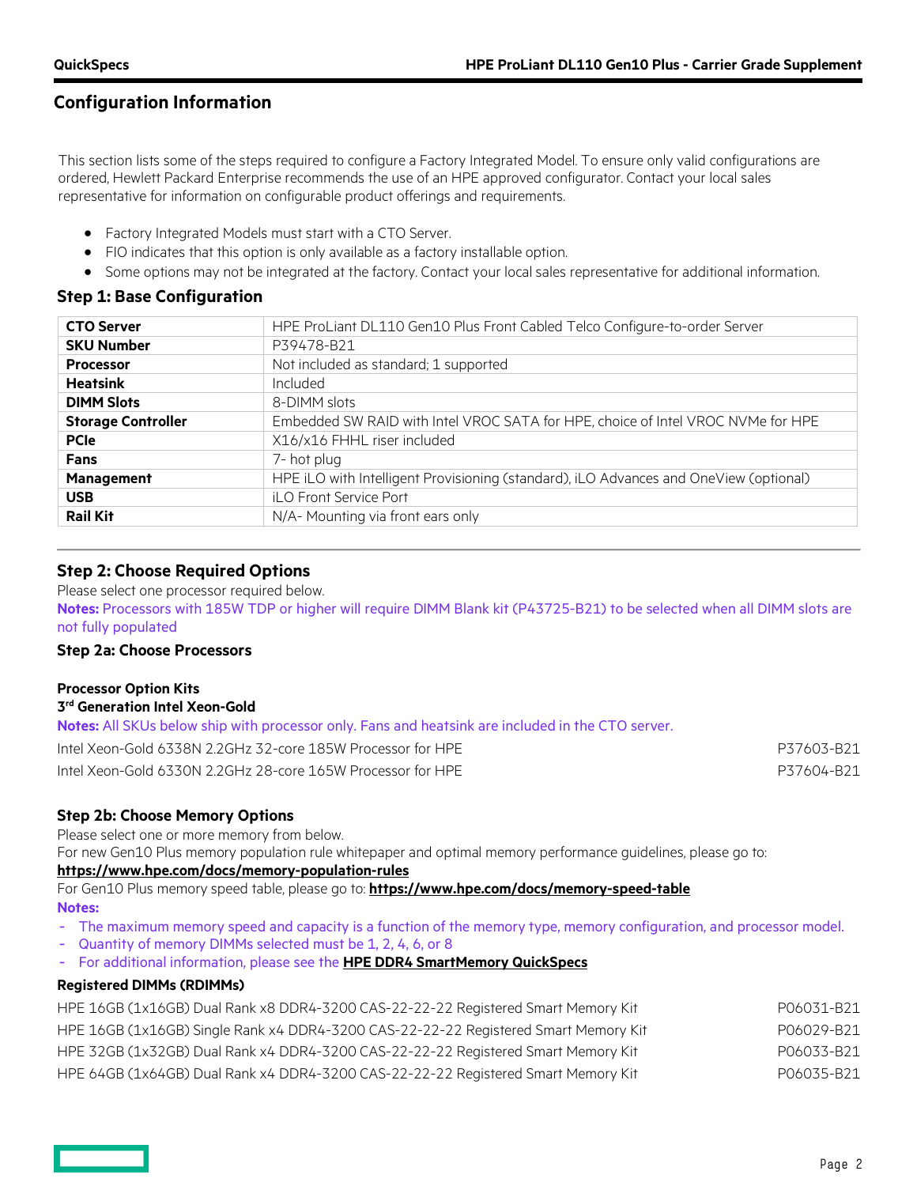## Configuration Information

This section lists some of the steps required to configure a Factory Integrated Model. To ensure only valid configurations are ordered, Hewlett Packard Enterprise recommends the use of an HPE approved configurator. Contact your local sales representative for information on configurable product offerings and requirements.

- Factory Integrated Models must start with a CTO Server.
- FIO indicates that this option is only available as a factory installable option.
- Some options may not be integrated at the factory. Contact your local sales representative for additional information.

### Step 1: Base Configuration

| | |
|---|---|
| **CTO Server** | HPE ProLiant DL110 Gen10 Plus Front Cabled Telco Configure-to-order Server |
| **SKU Number** | P39478-B21 |
| **Processor** | Not included as standard; 1 supported |
| **Heatsink** | Included |
| **DIMM Slots** | 8-DIMM slots |
| **Storage Controller** | Embedded SW RAID with Intel VROC SATA for HPE, choice of Intel VROC NVMe for HPE |
| **PCIe** | X16/x16 FHHL riser included |
| **Fans** | 7- hot plug |
| **Management** | HPE iLO with Intelligent Provisioning (standard), iLO Advances and OneView (optional) |
| **USB** | iLO Front Service Port |
| **Rail Kit** | N/A- Mounting via front ears only |

### Step 2: Choose Required Options

Please select one processor required below.

**Notes:** Processors with 185W TDP or higher will require DIMM Blank kit (P43725-B21) to be selected when all DIMM slots are not fully populated

#### Step 2a: Choose Processors

**Processor Option Kits**

**3rd Generation Intel Xeon-Gold**

**Notes:** All SKUs below ship with processor only. Fans and heatsink are included in the CTO server.

| | |
|---|---|
| Intel Xeon-Gold 6338N 2.2GHz 32-core 185W Processor for HPE | P37603-B21 |
| Intel Xeon-Gold 6330N 2.2GHz 28-core 165W Processor for HPE | P37604-B21 |

#### Step 2b: Choose Memory Options

Please select one or more memory from below.

For new Gen10 Plus memory population rule whitepaper and optimal memory performance guidelines, please go to:

**https://www.hpe.com/docs/memory-population-rules**

For Gen10 Plus memory speed table, please go to: **https://www.hpe.com/docs/memory-speed-table**

**Notes:**

- The maximum memory speed and capacity is a function of the memory type, memory configuration, and processor model.
- Quantity of memory DIMMs selected must be 1, 2, 4, 6, or 8
- For additional information, please see the **HPE DDR4 SmartMemory QuickSpecs**

**Registered DIMMs (RDIMMs)**

| | |
|---|---|
| HPE 16GB (1x16GB) Dual Rank x8 DDR4-3200 CAS-22-22-22 Registered Smart Memory Kit | P06031-B21 |
| HPE 16GB (1x16GB) Single Rank x4 DDR4-3200 CAS-22-22-22 Registered Smart Memory Kit | P06029-B21 |
| HPE 32GB (1x32GB) Dual Rank x4 DDR4-3200 CAS-22-22-22 Registered Smart Memory Kit | P06033-B21 |
| HPE 64GB (1x64GB) Dual Rank x4 DDR4-3200 CAS-22-22-22 Registered Smart Memory Kit | P06035-B21 |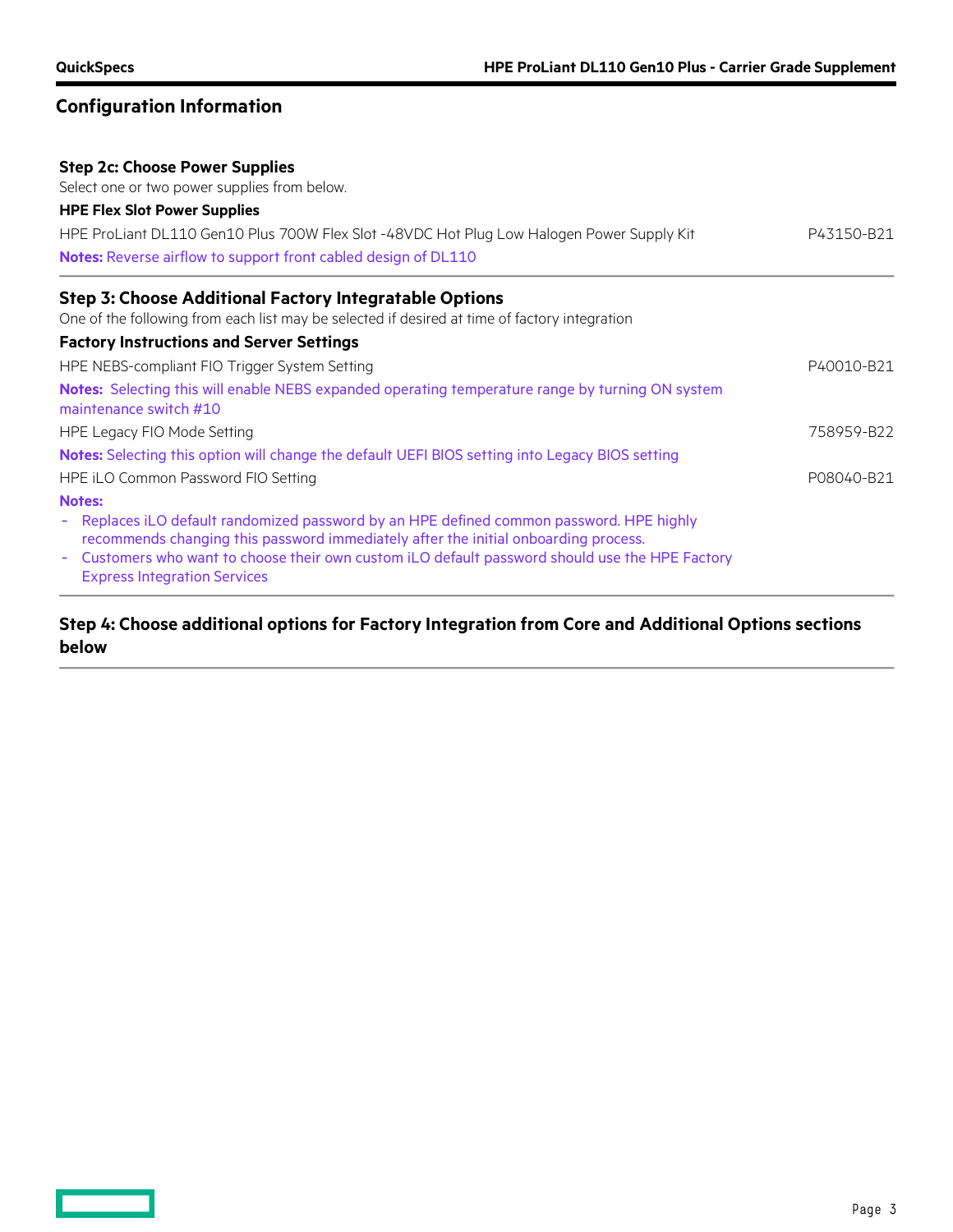## Configuration Information

### Step 2c: Choose Power Supplies

Select one or two power supplies from below.

**HPE Flex Slot Power Supplies**

| | |
|---|---|
| HPE ProLiant DL110 Gen10 Plus 700W Flex Slot -48VDC Hot Plug Low Halogen Power Supply Kit | P43150-B21 |

**Notes:** Reverse airflow to support front cabled design of DL110

### Step 3: Choose Additional Factory Integratable Options

One of the following from each list may be selected if desired at time of factory integration

**Factory Instructions and Server Settings**

| | |
|---|---|
| HPE NEBS-compliant FIO Trigger System Setting | P40010-B21 |

**Notes:** Selecting this will enable NEBS expanded operating temperature range by turning ON system maintenance switch #10

| | |
|---|---|
| HPE Legacy FIO Mode Setting | 758959-B22 |

**Notes:** Selecting this option will change the default UEFI BIOS setting into Legacy BIOS setting

| | |
|---|---|
| HPE iLO Common Password FIO Setting | P08040-B21 |

**Notes:**

- Replaces iLO default randomized password by an HPE defined common password. HPE highly recommends changing this password immediately after the initial onboarding process.
- Customers who want to choose their own custom iLO default password should use the HPE Factory Express Integration Services

### Step 4: Choose additional options for Factory Integration from Core and Additional Options sections below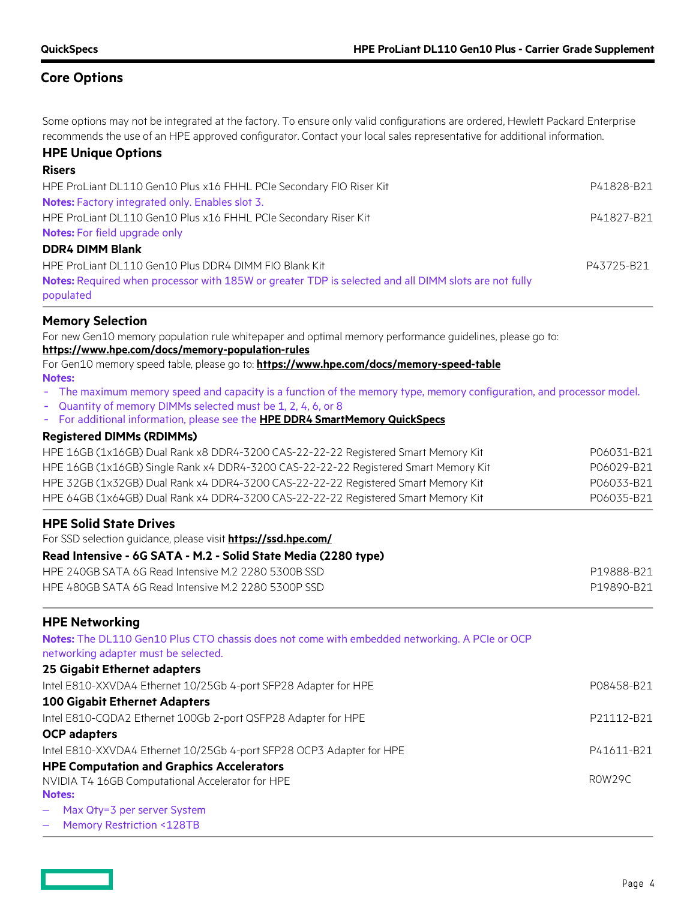## Core Options

Some options may not be integrated at the factory. To ensure only valid configurations are ordered, Hewlett Packard Enterprise recommends the use of an HPE approved configurator. Contact your local sales representative for additional information.

### HPE Unique Options

#### Risers

| | |
|---|---|
| HPE ProLiant DL110 Gen10 Plus x16 FHHL PCIe Secondary FIO Riser Kit | P41828-B21 |
| **Notes:** Factory integrated only. Enables slot 3. | |
| HPE ProLiant DL110 Gen10 Plus x16 FHHL PCIe Secondary Riser Kit | P41827-B21 |
| **Notes:** For field upgrade only | |

#### DDR4 DIMM Blank

| | |
|---|---|
| HPE ProLiant DL110 Gen10 Plus DDR4 DIMM FIO Blank Kit | P43725-B21 |
| **Notes:** Required when processor with 185W or greater TDP is selected and all DIMM slots are not fully populated | |

### Memory Selection

For new Gen10 memory population rule whitepaper and optimal memory performance guidelines, please go to:
**https://www.hpe.com/docs/memory-population-rules**

For Gen10 memory speed table, please go to: **https://www.hpe.com/docs/memory-speed-table**

**Notes:**

- The maximum memory speed and capacity is a function of the memory type, memory configuration, and processor model.
- Quantity of memory DIMMs selected must be 1, 2, 4, 6, or 8
- For additional information, please see the **HPE DDR4 SmartMemory QuickSpecs**

#### Registered DIMMs (RDIMMs)

| | |
|---|---|
| HPE 16GB (1x16GB) Dual Rank x8 DDR4-3200 CAS-22-22-22 Registered Smart Memory Kit | P06031-B21 |
| HPE 16GB (1x16GB) Single Rank x4 DDR4-3200 CAS-22-22-22 Registered Smart Memory Kit | P06029-B21 |
| HPE 32GB (1x32GB) Dual Rank x4 DDR4-3200 CAS-22-22-22 Registered Smart Memory Kit | P06033-B21 |
| HPE 64GB (1x64GB) Dual Rank x4 DDR4-3200 CAS-22-22-22 Registered Smart Memory Kit | P06035-B21 |

### HPE Solid State Drives

For SSD selection guidance, please visit **https://ssd.hpe.com/**

#### Read Intensive - 6G SATA - M.2 - Solid State Media (2280 type)

| | |
|---|---|
| HPE 240GB SATA 6G Read Intensive M.2 2280 5300B SSD | P19888-B21 |
| HPE 480GB SATA 6G Read Intensive M.2 2280 5300P SSD | P19890-B21 |

### HPE Networking

**Notes:** The DL110 Gen10 Plus CTO chassis does not come with embedded networking. A PCIe or OCP networking adapter must be selected.

#### 25 Gigabit Ethernet adapters

| | |
|---|---|
| Intel E810-XXVDA4 Ethernet 10/25Gb 4-port SFP28 Adapter for HPE | P08458-B21 |

#### 100 Gigabit Ethernet Adapters

| | |
|---|---|
| Intel E810-CQDA2 Ethernet 100Gb 2-port QSFP28 Adapter for HPE | P21112-B21 |

#### OCP adapters

| | |
|---|---|
| Intel E810-XXVDA4 Ethernet 10/25Gb 4-port SFP28 OCP3 Adapter for HPE | P41611-B21 |

#### HPE Computation and Graphics Accelerators

| | |
|---|---|
| NVIDIA T4 16GB Computational Accelerator for HPE | R0W29C |

**Notes:**

- Max Qty=3 per server System
- Memory Restriction <128TB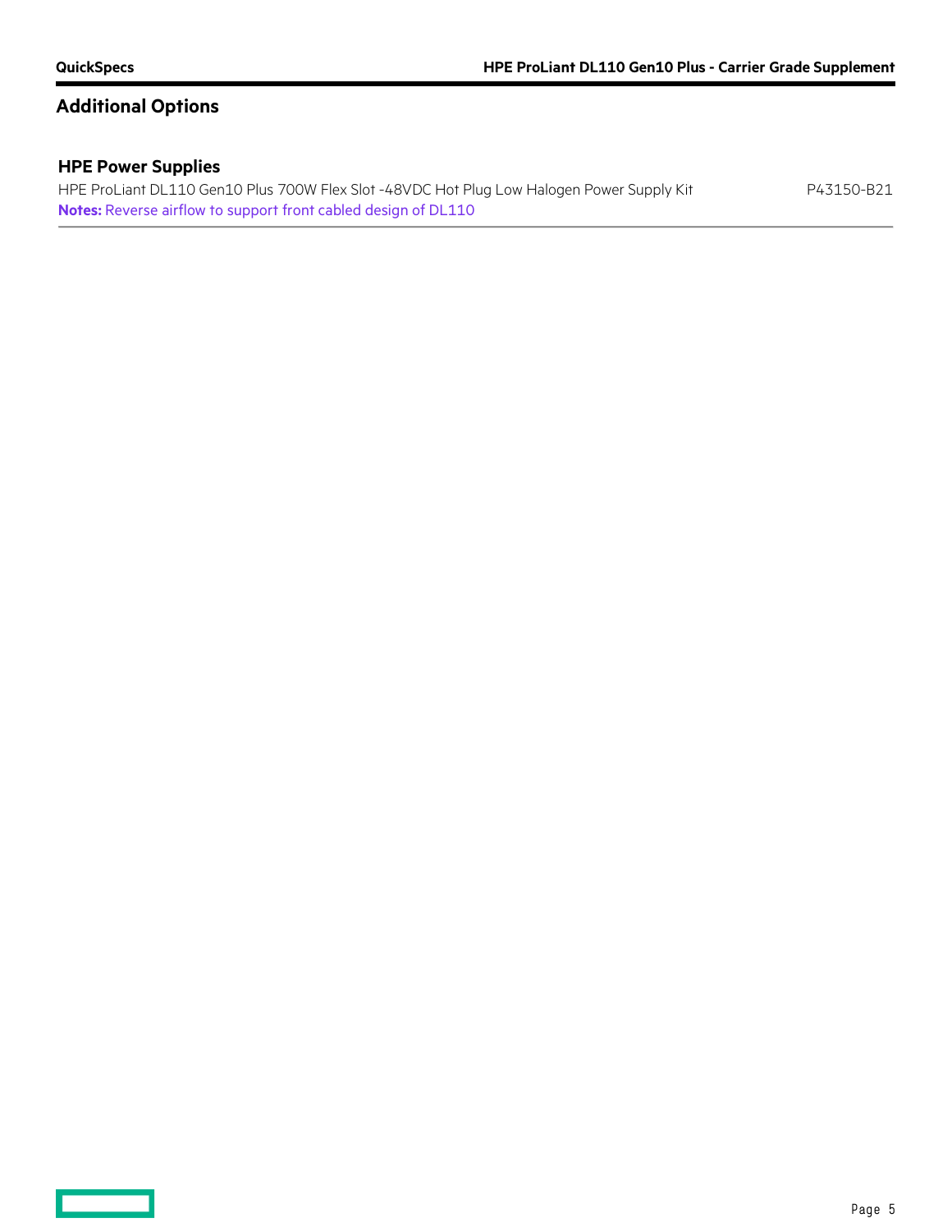## Additional Options

### HPE Power Supplies

HPE ProLiant DL110 Gen10 Plus 700W Flex Slot -48VDC Hot Plug Low Halogen Power Supply Kit P43150-B21

**Notes:** Reverse airflow to support front cabled design of DL110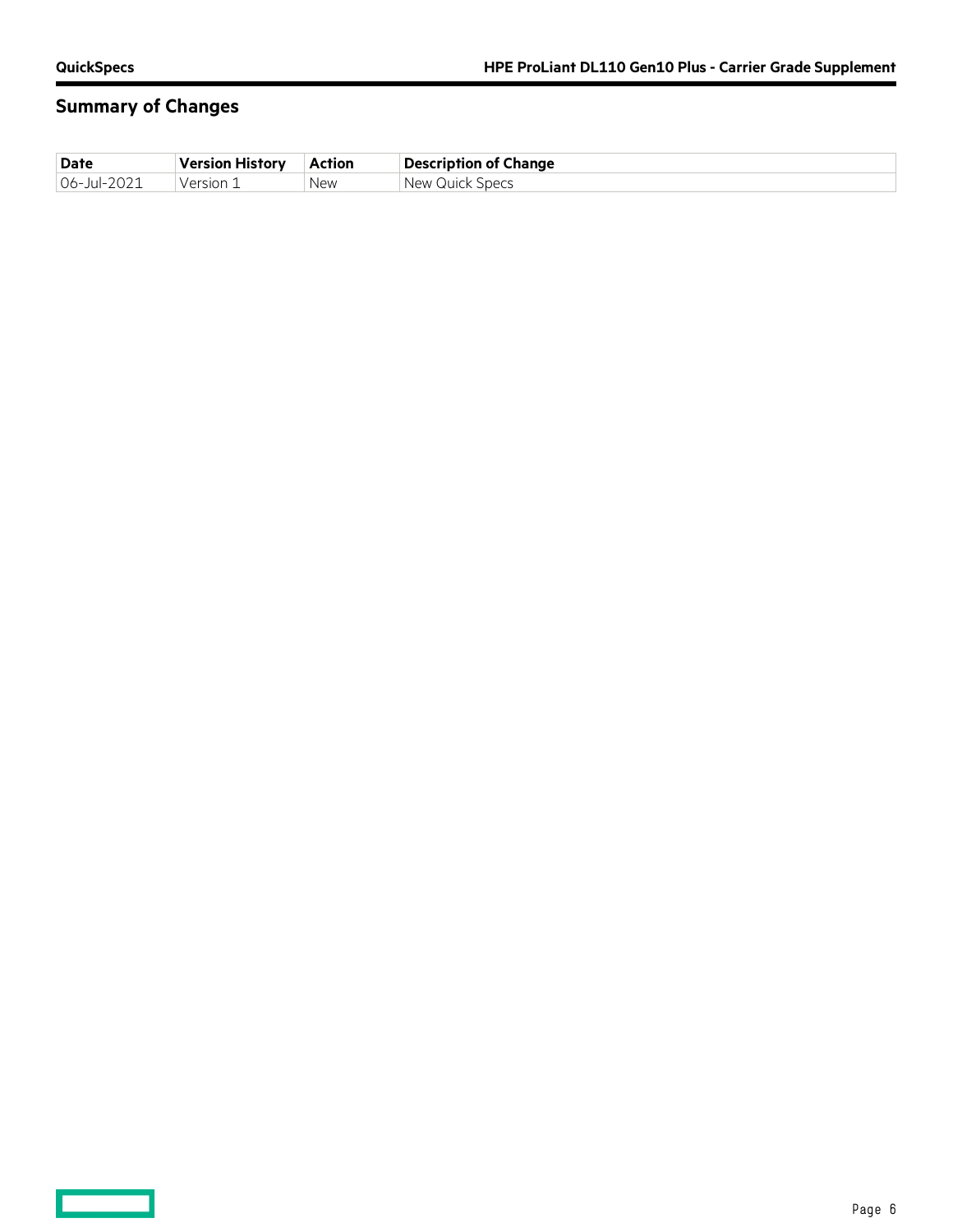## Summary of Changes

| Date | Version History | Action | Description of Change |
|---|---|---|---|
| 06-Jul-2021 | Version 1 | New | New Quick Specs |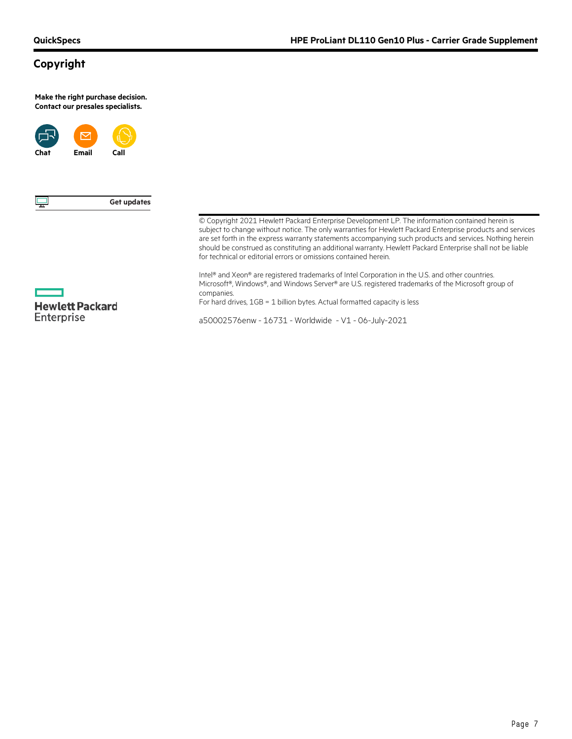## Copyright

**Make the right purchase decision.**
**Contact our presales specialists.**

Chat Email Call

Get updates

© Copyright 2021 Hewlett Packard Enterprise Development LP. The information contained herein is subject to change without notice. The only warranties for Hewlett Packard Enterprise products and services are set forth in the express warranty statements accompanying such products and services. Nothing herein should be construed as constituting an additional warranty. Hewlett Packard Enterprise shall not be liable for technical or editorial errors or omissions contained herein.

Intel® and Xeon® are registered trademarks of Intel Corporation in the U.S. and other countries.
Microsoft®, Windows®, and Windows Server® are U.S. registered trademarks of the Microsoft group of companies.
For hard drives, 1GB = 1 billion bytes. Actual formatted capacity is less

Hewlett Packard Enterprise

a50002576enw - 16731 - Worldwide - V1 - 06-July-2021